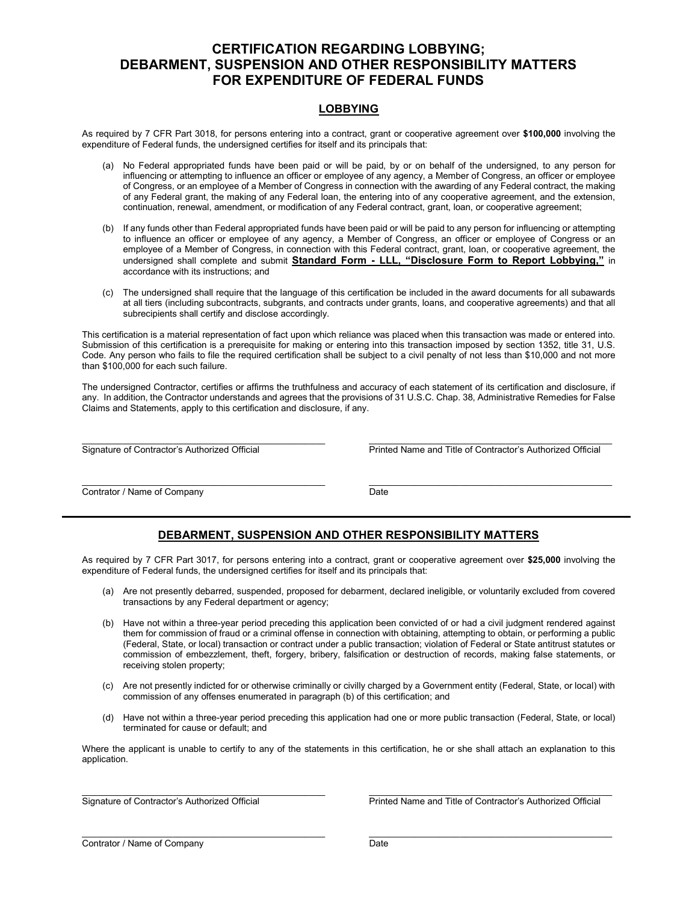# CERTIFICATION REGARDING LOBBYING; DEBARMENT, SUSPENSION AND OTHER RESPONSIBILITY MATTERS FOR EXPENDITURE OF FEDERAL FUNDS

## LOBBYING

As required by 7 CFR Part 3018, for persons entering into a contract, grant or cooperative agreement over **$100,000** involving the expenditure of Federal funds, the undersigned certifies for itself and its principals that:

(a) No Federal appropriated funds have been paid or will be paid, by or on behalf of the undersigned, to any person for influencing or attempting to influence an officer or employee of any agency, a Member of Congress, an officer or employee of Congress, or an employee of a Member of Congress in connection with the awarding of any Federal contract, the making of any Federal grant, the making of any Federal loan, the entering into of any cooperative agreement, and the extension, continuation, renewal, amendment, or modification of any Federal contract, grant, loan, or cooperative agreement;

(b) If any funds other than Federal appropriated funds have been paid or will be paid to any person for influencing or attempting to influence an officer or employee of any agency, a Member of Congress, an officer or employee of Congress or an employee of a Member of Congress, in connection with this Federal contract, grant, loan, or cooperative agreement, the undersigned shall complete and submit **Standard Form - LLL, "Disclosure Form to Report Lobbying,"** in accordance with its instructions; and

(c) The undersigned shall require that the language of this certification be included in the award documents for all subawards at all tiers (including subcontracts, subgrants, and contracts under grants, loans, and cooperative agreements) and that all subrecipients shall certify and disclose accordingly.

This certification is a material representation of fact upon which reliance was placed when this transaction was made or entered into. Submission of this certification is a prerequisite for making or entering into this transaction imposed by section 1352, title 31, U.S. Code. Any person who fails to file the required certification shall be subject to a civil penalty of not less than $10,000 and not more than $100,000 for each such failure.

The undersigned Contractor, certifies or affirms the truthfulness and accuracy of each statement of its certification and disclosure, if any. In addition, the Contractor understands and agrees that the provisions of 31 U.S.C. Chap. 38, Administrative Remedies for False Claims and Statements, apply to this certification and disclosure, if any.

\_\_\_\_\_\_\_\_\_\_\_\_\_\_\_\_\_\_\_\_\_\_\_\_\_\_\_\_\_\_\_\_\_\_\_\_\_\_\_\_
Signature of Contractor's Authorized Official

\_\_\_\_\_\_\_\_\_\_\_\_\_\_\_\_\_\_\_\_\_\_\_\_\_\_\_\_\_\_\_\_\_\_\_\_\_\_\_\_
Printed Name and Title of Contractor's Authorized Official

\_\_\_\_\_\_\_\_\_\_\_\_\_\_\_\_\_\_\_\_\_\_\_\_\_\_\_\_\_\_\_\_\_\_\_\_\_\_\_\_
Contrator / Name of Company

\_\_\_\_\_\_\_\_\_\_\_\_\_\_\_\_\_\_\_\_\_\_\_\_\_\_\_\_\_\_\_\_\_\_\_\_\_\_\_\_
Date

---

## DEBARMENT, SUSPENSION AND OTHER RESPONSIBILITY MATTERS

As required by 7 CFR Part 3017, for persons entering into a contract, grant or cooperative agreement over **$25,000** involving the expenditure of Federal funds, the undersigned certifies for itself and its principals that:

(a) Are not presently debarred, suspended, proposed for debarment, declared ineligible, or voluntarily excluded from covered transactions by any Federal department or agency;

(b) Have not within a three-year period preceding this application been convicted of or had a civil judgment rendered against them for commission of fraud or a criminal offense in connection with obtaining, attempting to obtain, or performing a public (Federal, State, or local) transaction or contract under a public transaction; violation of Federal or State antitrust statutes or commission of embezzlement, theft, forgery, bribery, falsification or destruction of records, making false statements, or receiving stolen property;

(c) Are not presently indicted for or otherwise criminally or civilly charged by a Government entity (Federal, State, or local) with commission of any offenses enumerated in paragraph (b) of this certification; and

(d) Have not within a three-year period preceding this application had one or more public transaction (Federal, State, or local) terminated for cause or default; and

Where the applicant is unable to certify to any of the statements in this certification, he or she shall attach an explanation to this application.

\_\_\_\_\_\_\_\_\_\_\_\_\_\_\_\_\_\_\_\_\_\_\_\_\_\_\_\_\_\_\_\_\_\_\_\_\_\_\_\_
Signature of Contractor's Authorized Official

\_\_\_\_\_\_\_\_\_\_\_\_\_\_\_\_\_\_\_\_\_\_\_\_\_\_\_\_\_\_\_\_\_\_\_\_\_\_\_\_
Printed Name and Title of Contractor's Authorized Official

\_\_\_\_\_\_\_\_\_\_\_\_\_\_\_\_\_\_\_\_\_\_\_\_\_\_\_\_\_\_\_\_\_\_\_\_\_\_\_\_
Contrator / Name of Company

\_\_\_\_\_\_\_\_\_\_\_\_\_\_\_\_\_\_\_\_\_\_\_\_\_\_\_\_\_\_\_\_\_\_\_\_\_\_\_\_
Date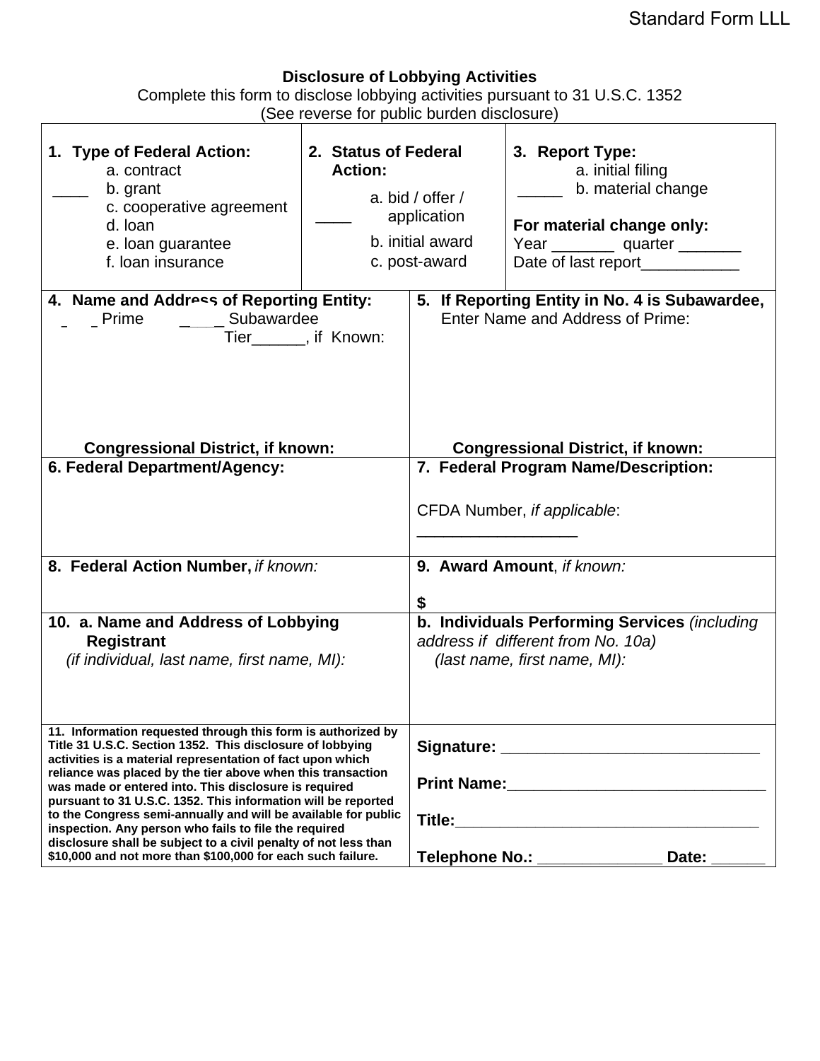Standard Form LLL

## Disclosure of Lobbying Activities

Complete this form to disclose lobbying activities pursuant to 31 U.S.C. 1352
(See reverse for public burden disclosure)

| **1. Type of Federal Action:** | **2. Status of Federal Action:** | **3. Report Type:** |
|---|---|---|
| ____ a. contract<br>b. grant<br>c. cooperative agreement<br>d. loan<br>e. loan guarantee<br>f. loan insurance | ____ a. bid / offer / application<br>b. initial award<br>c. post-award | _____ a. initial filing<br>b. material change<br><br>**For material change only:**<br>Year _______ quarter _______<br>Date of last report___________ |

| | |
|---|---|
| **4. Name and Address of Reporting Entity:**<br>_ _ Prime _ __ _ Subawardee<br>Tier______, if Known:<br><br><br>**Congressional District, if known:** | **5. If Reporting Entity in No. 4 is Subawardee,** Enter Name and Address of Prime:<br><br><br>**Congressional District, if known:** |
| **6. Federal Department/Agency:** | **7. Federal Program Name/Description:**<br><br>CFDA Number, *if applicable*: _________________ |
| **8. Federal Action Number,** *if known:* | **9. Award Amount**, *if known:*<br><br>**$** |
| **10. a. Name and Address of Lobbying Registrant**<br>*(if individual, last name, first name, MI):* | **b. Individuals Performing Services** *(including address if different from No. 10a)*<br>*(last name, first name, MI):* |
| **11. Information requested through this form is authorized by Title 31 U.S.C. Section 1352. This disclosure of lobbying activities is a material representation of fact upon which reliance was placed by the tier above when this transaction was made or entered into. This disclosure is required pursuant to 31 U.S.C. 1352. This information will be reported to the Congress semi-annually and will be available for public inspection. Any person who fails to file the required disclosure shall be subject to a civil penalty of not less than $10,000 and not more than $100,000 for each such failure.** | **Signature:** _____________________________<br><br>**Print Name:**_____________________________<br><br>**Title:**___________________________________<br><br>**Telephone No.:** ______________ **Date:** ______ |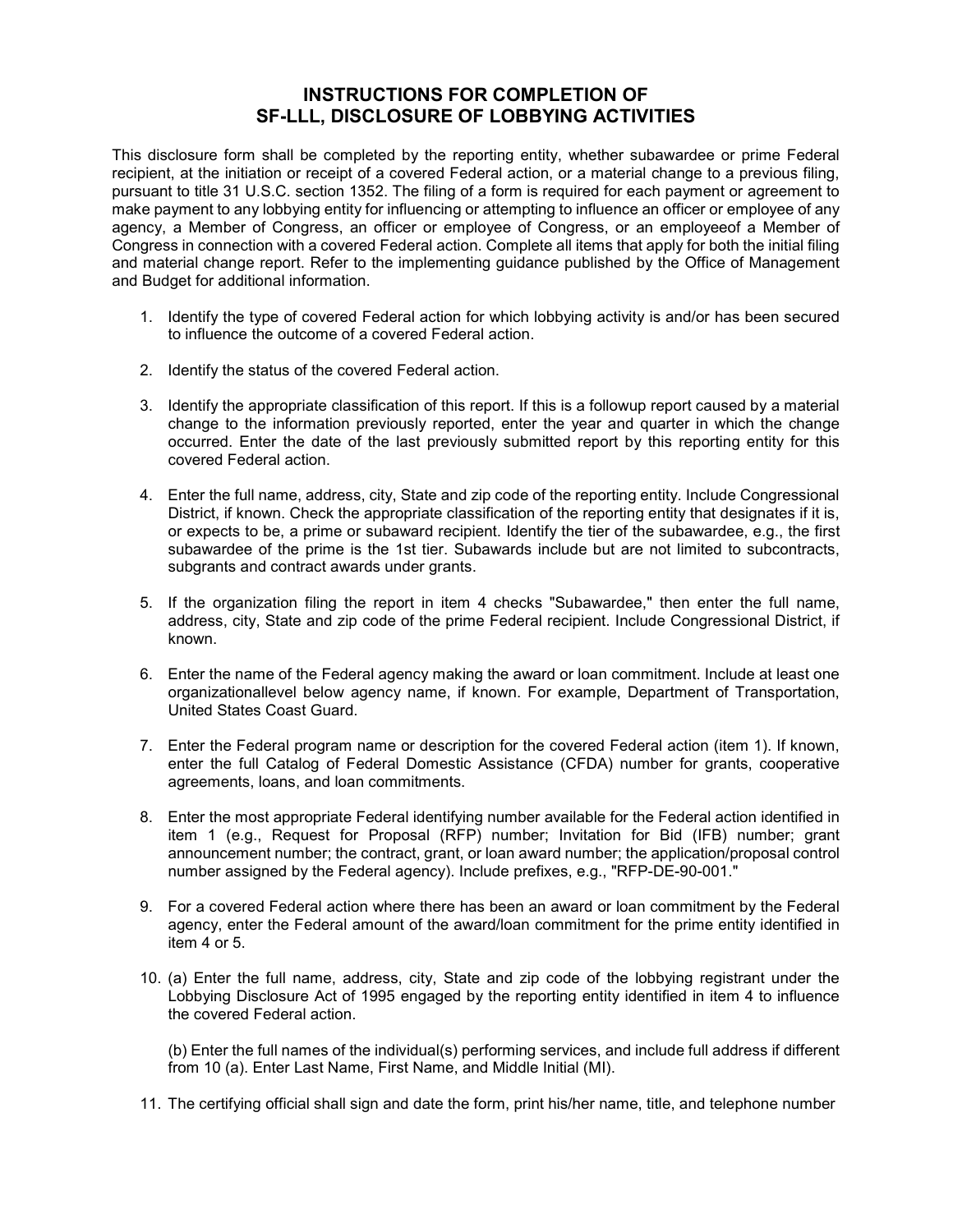# INSTRUCTIONS FOR COMPLETION OF SF-LLL, DISCLOSURE OF LOBBYING ACTIVITIES

This disclosure form shall be completed by the reporting entity, whether subawardee or prime Federal recipient, at the initiation or receipt of a covered Federal action, or a material change to a previous filing, pursuant to title 31 U.S.C. section 1352. The filing of a form is required for each payment or agreement to make payment to any lobbying entity for influencing or attempting to influence an officer or employee of any agency, a Member of Congress, an officer or employee of Congress, or an employeeof a Member of Congress in connection with a covered Federal action. Complete all items that apply for both the initial filing and material change report. Refer to the implementing guidance published by the Office of Management and Budget for additional information.

1. Identify the type of covered Federal action for which lobbying activity is and/or has been secured to influence the outcome of a covered Federal action.

2. Identify the status of the covered Federal action.

3. Identify the appropriate classification of this report. If this is a followup report caused by a material change to the information previously reported, enter the year and quarter in which the change occurred. Enter the date of the last previously submitted report by this reporting entity for this covered Federal action.

4. Enter the full name, address, city, State and zip code of the reporting entity. Include Congressional District, if known. Check the appropriate classification of the reporting entity that designates if it is, or expects to be, a prime or subaward recipient. Identify the tier of the subawardee, e.g., the first subawardee of the prime is the 1st tier. Subawards include but are not limited to subcontracts, subgrants and contract awards under grants.

5. If the organization filing the report in item 4 checks "Subawardee," then enter the full name, address, city, State and zip code of the prime Federal recipient. Include Congressional District, if known.

6. Enter the name of the Federal agency making the award or loan commitment. Include at least one organizationallevel below agency name, if known. For example, Department of Transportation, United States Coast Guard.

7. Enter the Federal program name or description for the covered Federal action (item 1). If known, enter the full Catalog of Federal Domestic Assistance (CFDA) number for grants, cooperative agreements, loans, and loan commitments.

8. Enter the most appropriate Federal identifying number available for the Federal action identified in item 1 (e.g., Request for Proposal (RFP) number; Invitation for Bid (IFB) number; grant announcement number; the contract, grant, or loan award number; the application/proposal control number assigned by the Federal agency). Include prefixes, e.g., "RFP-DE-90-001."

9. For a covered Federal action where there has been an award or loan commitment by the Federal agency, enter the Federal amount of the award/loan commitment for the prime entity identified in item 4 or 5.

10. (a) Enter the full name, address, city, State and zip code of the lobbying registrant under the Lobbying Disclosure Act of 1995 engaged by the reporting entity identified in item 4 to influence the covered Federal action.

    (b) Enter the full names of the individual(s) performing services, and include full address if different from 10 (a). Enter Last Name, First Name, and Middle Initial (MI).

11. The certifying official shall sign and date the form, print his/her name, title, and telephone number